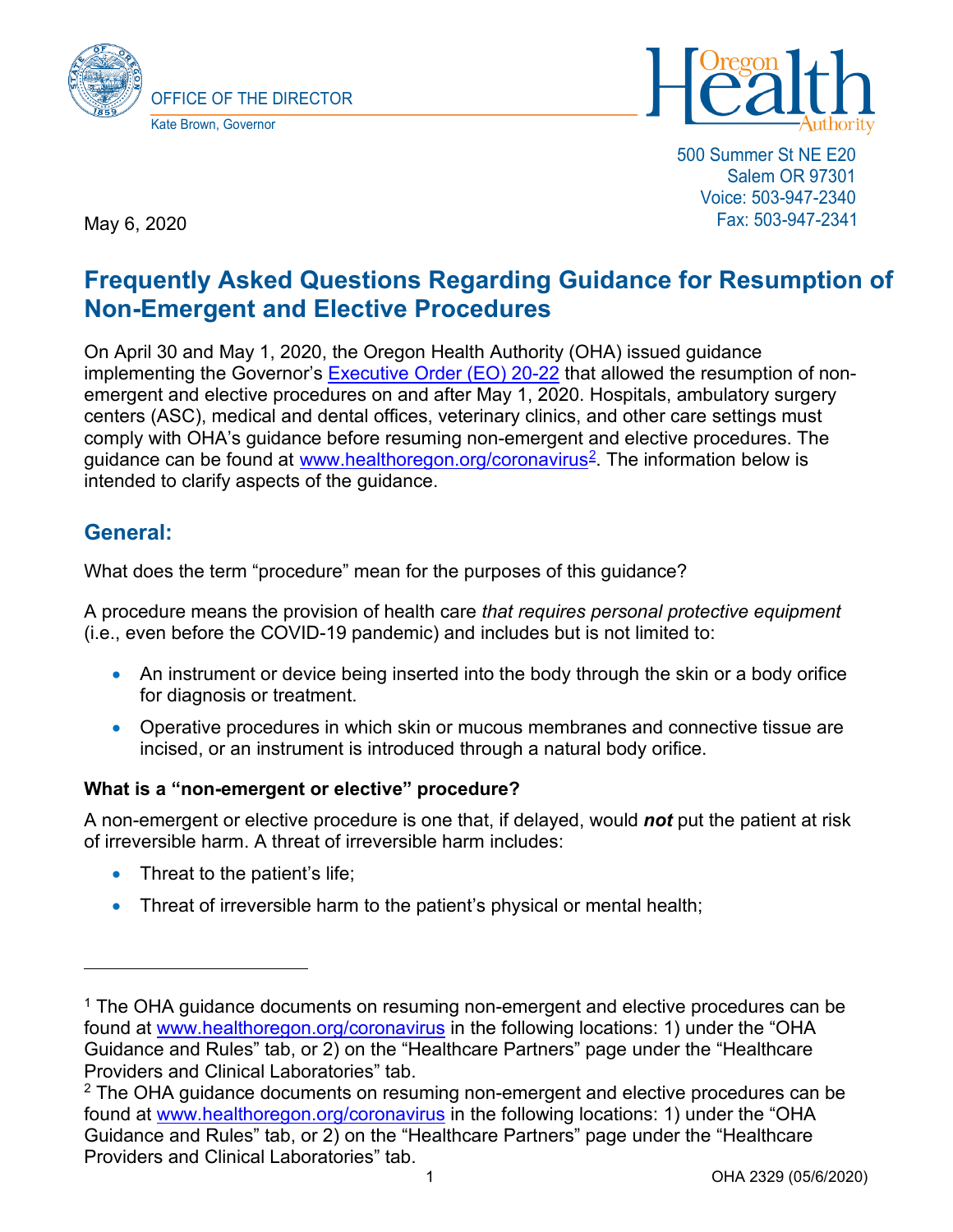OFFICE OF THE DIRECTOR

Kate Brown, Governor

500 Summer St NE E20
Salem OR 97301
Voice: 503-947-2340
Fax: 503-947-2341

May 6, 2020

# Frequently Asked Questions Regarding Guidance for Resumption of Non-Emergent and Elective Procedures

On April 30 and May 1, 2020, the Oregon Health Authority (OHA) issued guidance implementing the Governor's Executive Order (EO) 20-22 that allowed the resumption of non-emergent and elective procedures on and after May 1, 2020. Hospitals, ambulatory surgery centers (ASC), medical and dental offices, veterinary clinics, and other care settings must comply with OHA's guidance before resuming non-emergent and elective procedures. The guidance can be found at www.healthoregon.org/coronavirus[2]. The information below is intended to clarify aspects of the guidance.

## General:

What does the term "procedure" mean for the purposes of this guidance?

A procedure means the provision of health care *that requires personal protective equipment* (i.e., even before the COVID-19 pandemic) and includes but is not limited to:

- An instrument or device being inserted into the body through the skin or a body orifice for diagnosis or treatment.
- Operative procedures in which skin or mucous membranes and connective tissue are incised, or an instrument is introduced through a natural body orifice.

**What is a "non-emergent or elective" procedure?**

A non-emergent or elective procedure is one that, if delayed, would ***not*** put the patient at risk of irreversible harm. A threat of irreversible harm includes:

- Threat to the patient's life;
- Threat of irreversible harm to the patient's physical or mental health;

---

[1] The OHA guidance documents on resuming non-emergent and elective procedures can be found at www.healthoregon.org/coronavirus in the following locations: 1) under the "OHA Guidance and Rules" tab, or 2) on the "Healthcare Partners" page under the "Healthcare Providers and Clinical Laboratories" tab.

[2] The OHA guidance documents on resuming non-emergent and elective procedures can be found at www.healthoregon.org/coronavirus in the following locations: 1) under the "OHA Guidance and Rules" tab, or 2) on the "Healthcare Partners" page under the "Healthcare Providers and Clinical Laboratories" tab.

OHA 2329 (05/6/2020)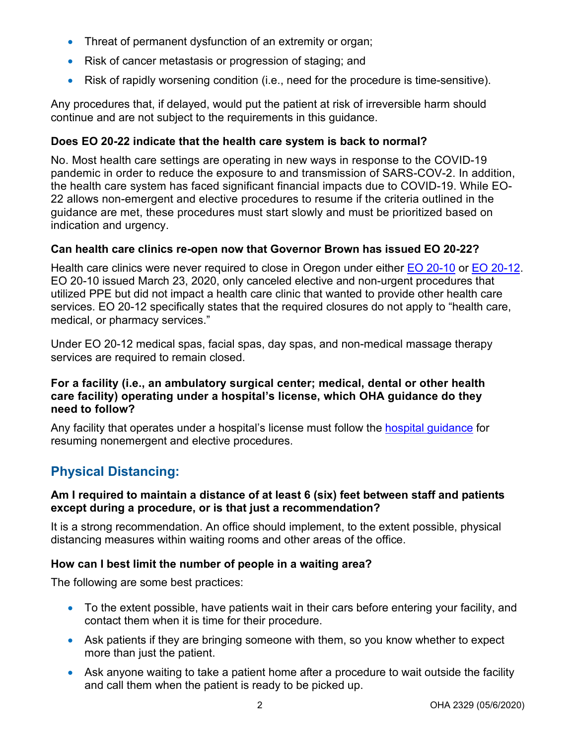- Threat of permanent dysfunction of an extremity or organ;
- Risk of cancer metastasis or progression of staging; and
- Risk of rapidly worsening condition (i.e., need for the procedure is time-sensitive).

Any procedures that, if delayed, would put the patient at risk of irreversible harm should continue and are not subject to the requirements in this guidance.

**Does EO 20-22 indicate that the health care system is back to normal?**

No. Most health care settings are operating in new ways in response to the COVID-19 pandemic in order to reduce the exposure to and transmission of SARS-COV-2. In addition, the health care system has faced significant financial impacts due to COVID-19. While EO-22 allows non-emergent and elective procedures to resume if the criteria outlined in the guidance are met, these procedures must start slowly and must be prioritized based on indication and urgency.

**Can health care clinics re-open now that Governor Brown has issued EO 20-22?**

Health care clinics were never required to close in Oregon under either [EO 20-10] or [EO 20-12]. EO 20-10 issued March 23, 2020, only canceled elective and non-urgent procedures that utilized PPE but did not impact a health care clinic that wanted to provide other health care services. EO 20-12 specifically states that the required closures do not apply to "health care, medical, or pharmacy services."

Under EO 20-12 medical spas, facial spas, day spas, and non-medical massage therapy services are required to remain closed.

**For a facility (i.e., an ambulatory surgical center; medical, dental or other health care facility) operating under a hospital's license, which OHA guidance do they need to follow?**

Any facility that operates under a hospital's license must follow the [hospital guidance] for resuming nonemergent and elective procedures.

## Physical Distancing:

**Am I required to maintain a distance of at least 6 (six) feet between staff and patients except during a procedure, or is that just a recommendation?**

It is a strong recommendation. An office should implement, to the extent possible, physical distancing measures within waiting rooms and other areas of the office.

**How can I best limit the number of people in a waiting area?**

The following are some best practices:

- To the extent possible, have patients wait in their cars before entering your facility, and contact them when it is time for their procedure.
- Ask patients if they are bringing someone with them, so you know whether to expect more than just the patient.
- Ask anyone waiting to take a patient home after a procedure to wait outside the facility and call them when the patient is ready to be picked up.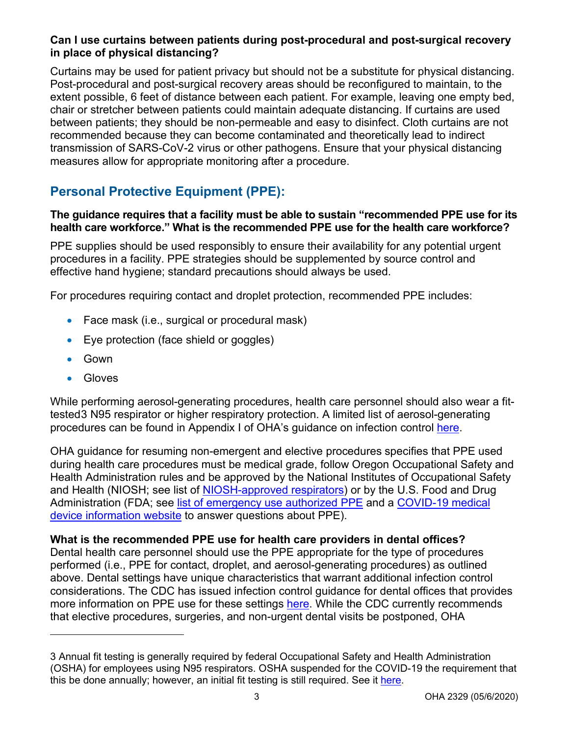**Can I use curtains between patients during post-procedural and post-surgical recovery in place of physical distancing?**

Curtains may be used for patient privacy but should not be a substitute for physical distancing. Post-procedural and post-surgical recovery areas should be reconfigured to maintain, to the extent possible, 6 feet of distance between each patient. For example, leaving one empty bed, chair or stretcher between patients could maintain adequate distancing. If curtains are used between patients; they should be non-permeable and easy to disinfect. Cloth curtains are not recommended because they can become contaminated and theoretically lead to indirect transmission of SARS-CoV-2 virus or other pathogens. Ensure that your physical distancing measures allow for appropriate monitoring after a procedure.

## Personal Protective Equipment (PPE):

**The guidance requires that a facility must be able to sustain "recommended PPE use for its health care workforce." What is the recommended PPE use for the health care workforce?**

PPE supplies should be used responsibly to ensure their availability for any potential urgent procedures in a facility. PPE strategies should be supplemented by source control and effective hand hygiene; standard precautions should always be used.

For procedures requiring contact and droplet protection, recommended PPE includes:

- Face mask (i.e., surgical or procedural mask)
- Eye protection (face shield or goggles)
- Gown
- Gloves

While performing aerosol-generating procedures, health care personnel should also wear a fit-tested[3] N95 respirator or higher respiratory protection. A limited list of aerosol-generating procedures can be found in Appendix I of OHA's guidance on infection control here.

OHA guidance for resuming non-emergent and elective procedures specifies that PPE used during health care procedures must be medical grade, follow Oregon Occupational Safety and Health Administration rules and be approved by the National Institutes of Occupational Safety and Health (NIOSH; see list of NIOSH-approved respirators) or by the U.S. Food and Drug Administration (FDA; see list of emergency use authorized PPE and a COVID-19 medical device information website to answer questions about PPE).

**What is the recommended PPE use for health care providers in dental offices?**
Dental health care personnel should use the PPE appropriate for the type of procedures performed (i.e., PPE for contact, droplet, and aerosol-generating procedures) as outlined above. Dental settings have unique characteristics that warrant additional infection control considerations. The CDC has issued infection control guidance for dental offices that provides more information on PPE use for these settings here. While the CDC currently recommends that elective procedures, surgeries, and non-urgent dental visits be postponed, OHA

---

3 Annual fit testing is generally required by federal Occupational Safety and Health Administration (OSHA) for employees using N95 respirators. OSHA suspended for the COVID-19 the requirement that this be done annually; however, an initial fit testing is still required. See it here.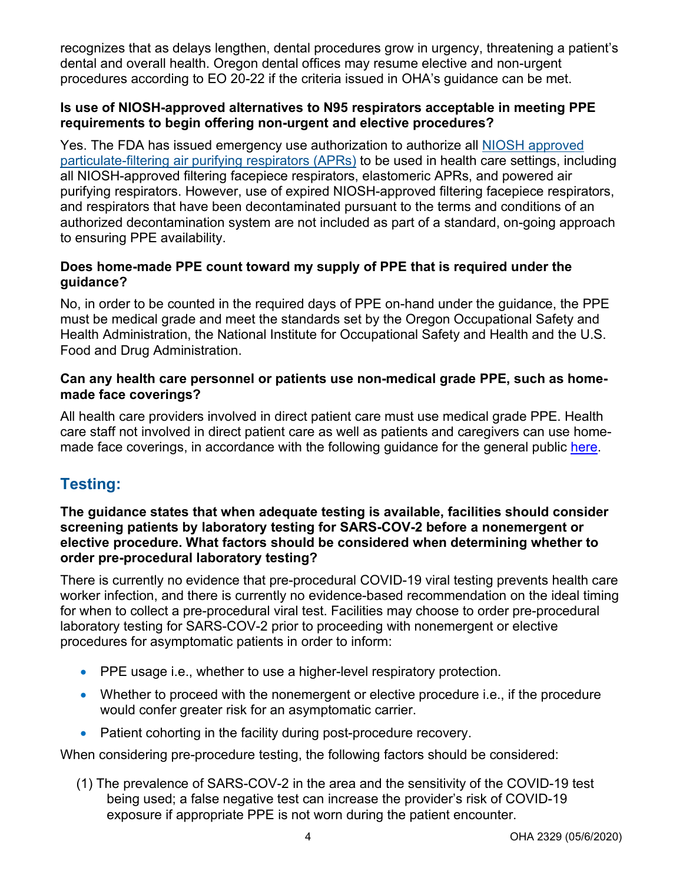recognizes that as delays lengthen, dental procedures grow in urgency, threatening a patient's dental and overall health. Oregon dental offices may resume elective and non-urgent procedures according to EO 20-22 if the criteria issued in OHA's guidance can be met.

**Is use of NIOSH-approved alternatives to N95 respirators acceptable in meeting PPE requirements to begin offering non-urgent and elective procedures?**

Yes. The FDA has issued emergency use authorization to authorize all [NIOSH approved particulate-filtering air purifying respirators (APRs)]() to be used in health care settings, including all NIOSH-approved filtering facepiece respirators, elastomeric APRs, and powered air purifying respirators. However, use of expired NIOSH-approved filtering facepiece respirators, and respirators that have been decontaminated pursuant to the terms and conditions of an authorized decontamination system are not included as part of a standard, on-going approach to ensuring PPE availability.

**Does home-made PPE count toward my supply of PPE that is required under the guidance?**

No, in order to be counted in the required days of PPE on-hand under the guidance, the PPE must be medical grade and meet the standards set by the Oregon Occupational Safety and Health Administration, the National Institute for Occupational Safety and Health and the U.S. Food and Drug Administration.

**Can any health care personnel or patients use non-medical grade PPE, such as home-made face coverings?**

All health care providers involved in direct patient care must use medical grade PPE. Health care staff not involved in direct patient care as well as patients and caregivers can use home-made face coverings, in accordance with the following guidance for the general public [here]().

## Testing:

**The guidance states that when adequate testing is available, facilities should consider screening patients by laboratory testing for SARS-COV-2 before a nonemergent or elective procedure. What factors should be considered when determining whether to order pre-procedural laboratory testing?**

There is currently no evidence that pre-procedural COVID-19 viral testing prevents health care worker infection, and there is currently no evidence-based recommendation on the ideal timing for when to collect a pre-procedural viral test. Facilities may choose to order pre-procedural laboratory testing for SARS-COV-2 prior to proceeding with nonemergent or elective procedures for asymptomatic patients in order to inform:

- PPE usage i.e., whether to use a higher-level respiratory protection.
- Whether to proceed with the nonemergent or elective procedure i.e., if the procedure would confer greater risk for an asymptomatic carrier.
- Patient cohorting in the facility during post-procedure recovery.

When considering pre-procedure testing, the following factors should be considered:

(1) The prevalence of SARS-COV-2 in the area and the sensitivity of the COVID-19 test being used; a false negative test can increase the provider's risk of COVID-19 exposure if appropriate PPE is not worn during the patient encounter.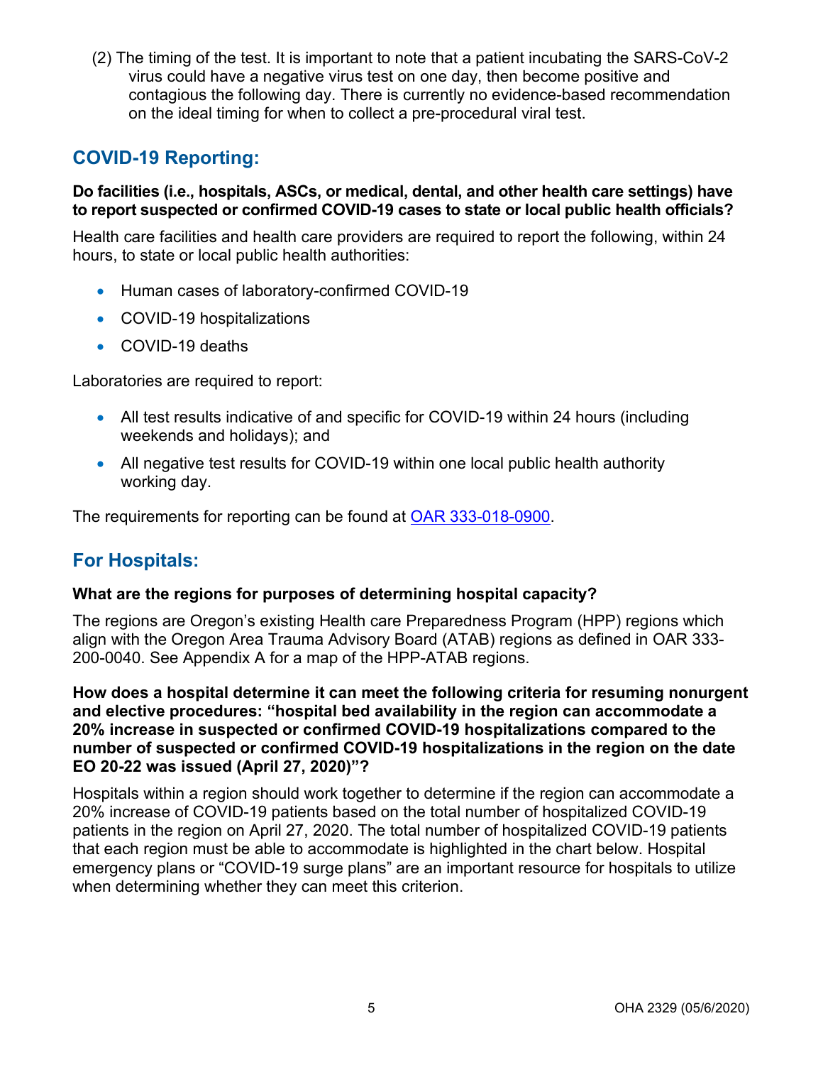(2) The timing of the test. It is important to note that a patient incubating the SARS-CoV-2 virus could have a negative virus test on one day, then become positive and contagious the following day. There is currently no evidence-based recommendation on the ideal timing for when to collect a pre-procedural viral test.

## COVID-19 Reporting:

**Do facilities (i.e., hospitals, ASCs, or medical, dental, and other health care settings) have to report suspected or confirmed COVID-19 cases to state or local public health officials?**

Health care facilities and health care providers are required to report the following, within 24 hours, to state or local public health authorities:

- Human cases of laboratory-confirmed COVID-19
- COVID-19 hospitalizations
- COVID-19 deaths

Laboratories are required to report:

- All test results indicative of and specific for COVID-19 within 24 hours (including weekends and holidays); and
- All negative test results for COVID-19 within one local public health authority working day.

The requirements for reporting can be found at [OAR 333-018-0900](OAR 333-018-0900).

## For Hospitals:

**What are the regions for purposes of determining hospital capacity?**

The regions are Oregon's existing Health care Preparedness Program (HPP) regions which align with the Oregon Area Trauma Advisory Board (ATAB) regions as defined in OAR 333-200-0040. See Appendix A for a map of the HPP-ATAB regions.

**How does a hospital determine it can meet the following criteria for resuming nonurgent and elective procedures: "hospital bed availability in the region can accommodate a 20% increase in suspected or confirmed COVID-19 hospitalizations compared to the number of suspected or confirmed COVID-19 hospitalizations in the region on the date EO 20-22 was issued (April 27, 2020)"?**

Hospitals within a region should work together to determine if the region can accommodate a 20% increase of COVID-19 patients based on the total number of hospitalized COVID-19 patients in the region on April 27, 2020. The total number of hospitalized COVID-19 patients that each region must be able to accommodate is highlighted in the chart below. Hospital emergency plans or "COVID-19 surge plans" are an important resource for hospitals to utilize when determining whether they can meet this criterion.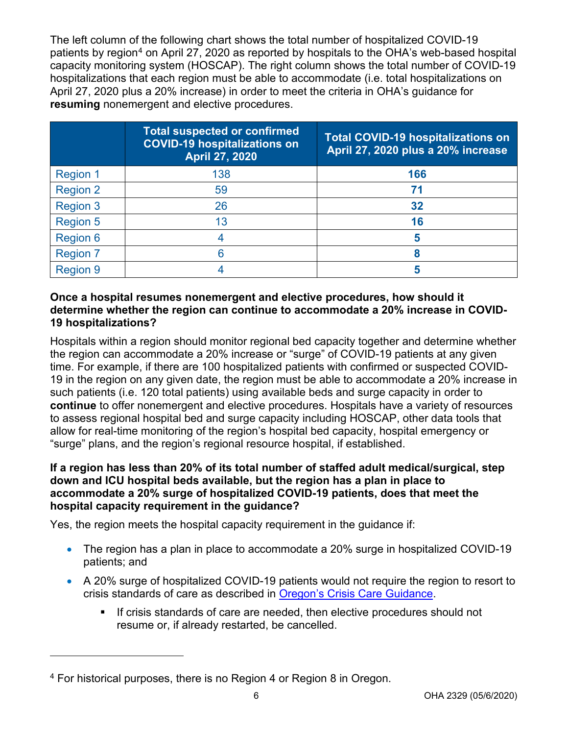The left column of the following chart shows the total number of hospitalized COVID-19 patients by region[4] on April 27, 2020 as reported by hospitals to the OHA's web-based hospital capacity monitoring system (HOSCAP). The right column shows the total number of COVID-19 hospitalizations that each region must be able to accommodate (i.e. total hospitalizations on April 27, 2020 plus a 20% increase) in order to meet the criteria in OHA's guidance for **resuming** nonemergent and elective procedures.

| | Total suspected or confirmed COVID-19 hospitalizations on April 27, 2020 | Total COVID-19 hospitalizations on April 27, 2020 plus a 20% increase |
|---|---|---|
| Region 1 | 138 | **166** |
| Region 2 | 59 | **71** |
| Region 3 | 26 | **32** |
| Region 5 | 13 | **16** |
| Region 6 | 4 | **5** |
| Region 7 | 6 | **8** |
| Region 9 | 4 | **5** |

**Once a hospital resumes nonemergent and elective procedures, how should it determine whether the region can continue to accommodate a 20% increase in COVID-19 hospitalizations?**

Hospitals within a region should monitor regional bed capacity together and determine whether the region can accommodate a 20% increase or "surge" of COVID-19 patients at any given time. For example, if there are 100 hospitalized patients with confirmed or suspected COVID-19 in the region on any given date, the region must be able to accommodate a 20% increase in such patients (i.e. 120 total patients) using available beds and surge capacity in order to **continue** to offer nonemergent and elective procedures. Hospitals have a variety of resources to assess regional hospital bed and surge capacity including HOSCAP, other data tools that allow for real-time monitoring of the region's hospital bed capacity, hospital emergency or "surge" plans, and the region's regional resource hospital, if established.

**If a region has less than 20% of its total number of staffed adult medical/surgical, step down and ICU hospital beds available, but the region has a plan in place to accommodate a 20% surge of hospitalized COVID-19 patients, does that meet the hospital capacity requirement in the guidance?**

Yes, the region meets the hospital capacity requirement in the guidance if:

- The region has a plan in place to accommodate a 20% surge in hospitalized COVID-19 patients; and
- A 20% surge of hospitalized COVID-19 patients would not require the region to resort to crisis standards of care as described in Oregon's Crisis Care Guidance.
  - If crisis standards of care are needed, then elective procedures should not resume or, if already restarted, be cancelled.

[4] For historical purposes, there is no Region 4 or Region 8 in Oregon.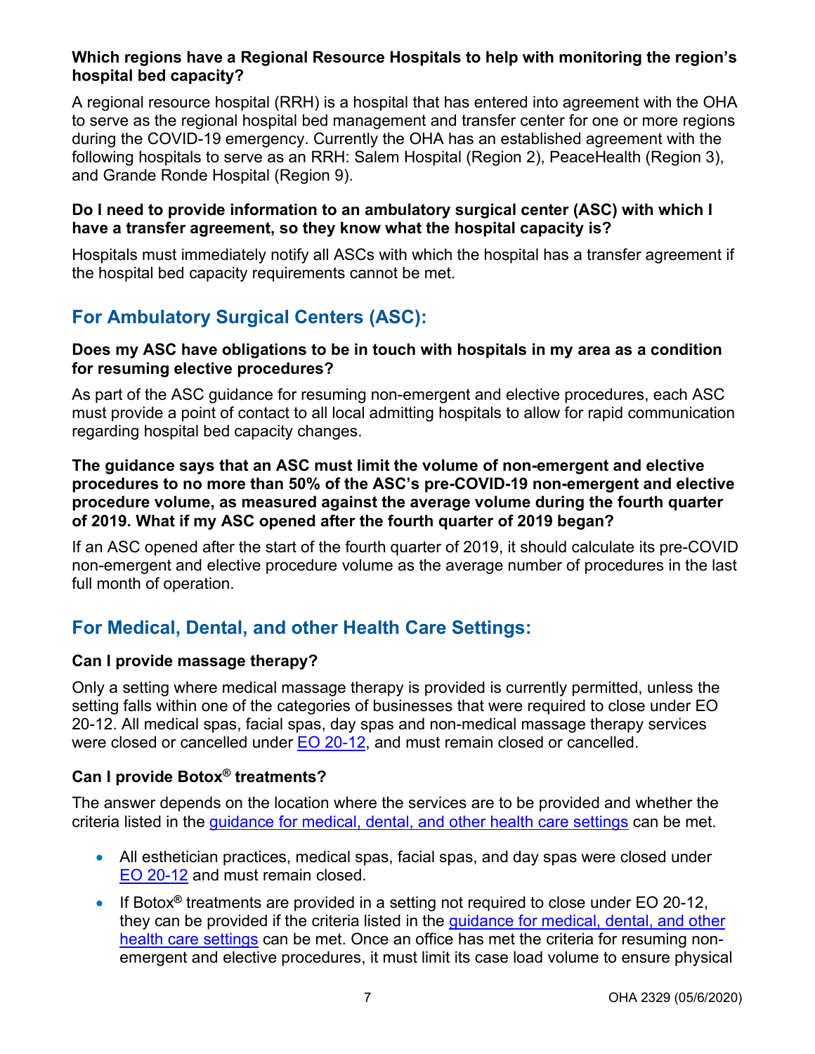**Which regions have a Regional Resource Hospitals to help with monitoring the region's hospital bed capacity?**

A regional resource hospital (RRH) is a hospital that has entered into agreement with the OHA to serve as the regional hospital bed management and transfer center for one or more regions during the COVID-19 emergency. Currently the OHA has an established agreement with the following hospitals to serve as an RRH: Salem Hospital (Region 2), PeaceHealth (Region 3), and Grande Ronde Hospital (Region 9).

**Do I need to provide information to an ambulatory surgical center (ASC) with which I have a transfer agreement, so they know what the hospital capacity is?**

Hospitals must immediately notify all ASCs with which the hospital has a transfer agreement if the hospital bed capacity requirements cannot be met.

## For Ambulatory Surgical Centers (ASC):

**Does my ASC have obligations to be in touch with hospitals in my area as a condition for resuming elective procedures?**

As part of the ASC guidance for resuming non-emergent and elective procedures, each ASC must provide a point of contact to all local admitting hospitals to allow for rapid communication regarding hospital bed capacity changes.

**The guidance says that an ASC must limit the volume of non-emergent and elective procedures to no more than 50% of the ASC's pre-COVID-19 non-emergent and elective procedure volume, as measured against the average volume during the fourth quarter of 2019. What if my ASC opened after the fourth quarter of 2019 began?**

If an ASC opened after the start of the fourth quarter of 2019, it should calculate its pre-COVID non-emergent and elective procedure volume as the average number of procedures in the last full month of operation.

## For Medical, Dental, and other Health Care Settings:

**Can I provide massage therapy?**

Only a setting where medical massage therapy is provided is currently permitted, unless the setting falls within one of the categories of businesses that were required to close under EO 20-12. All medical spas, facial spas, day spas and non-medical massage therapy services were closed or cancelled under EO 20-12, and must remain closed or cancelled.

**Can I provide Botox® treatments?**

The answer depends on the location where the services are to be provided and whether the criteria listed in the guidance for medical, dental, and other health care settings can be met.

- All esthetician practices, medical spas, facial spas, and day spas were closed under EO 20-12 and must remain closed.
- If Botox® treatments are provided in a setting not required to close under EO 20-12, they can be provided if the criteria listed in the guidance for medical, dental, and other health care settings can be met. Once an office has met the criteria for resuming non-emergent and elective procedures, it must limit its case load volume to ensure physical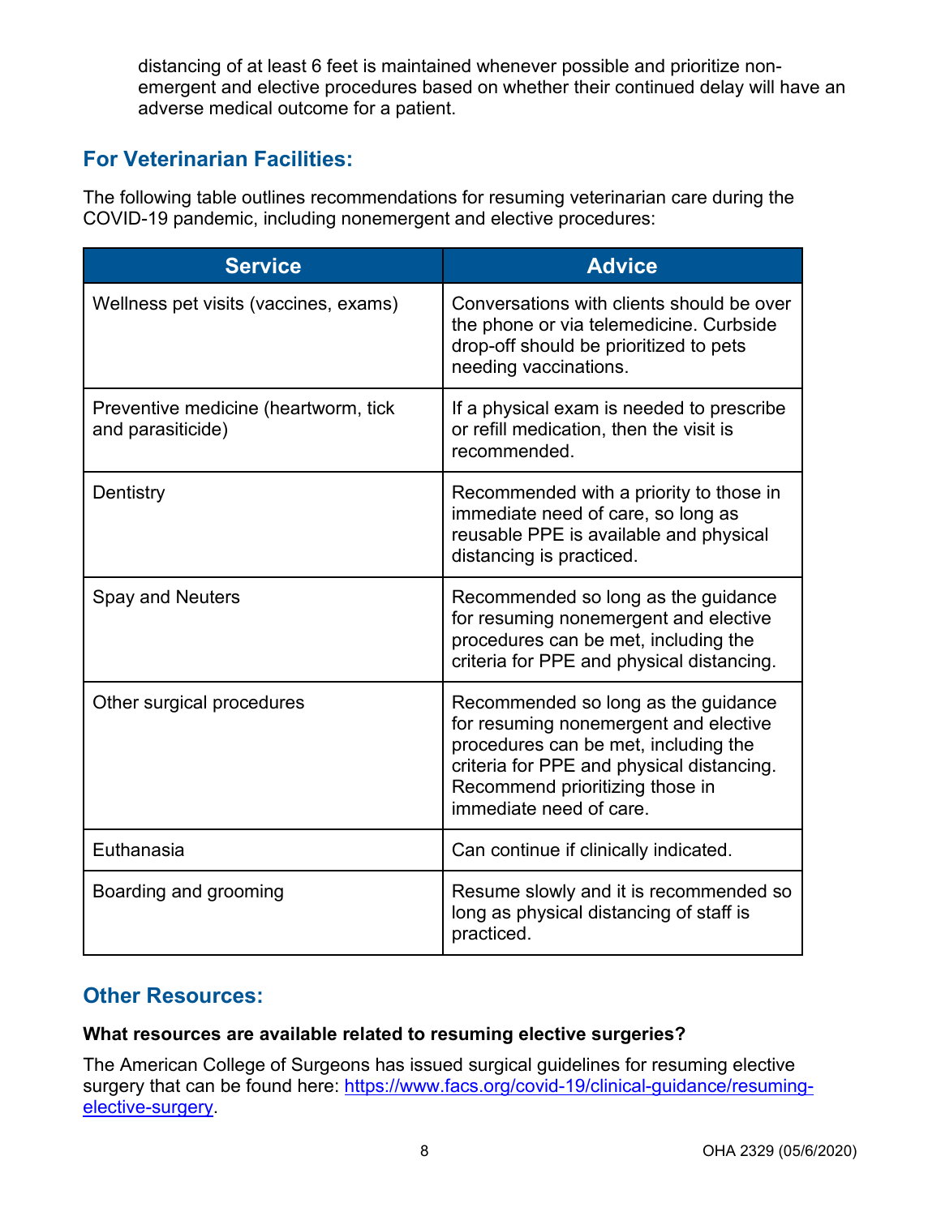distancing of at least 6 feet is maintained whenever possible and prioritize non-emergent and elective procedures based on whether their continued delay will have an adverse medical outcome for a patient.

## For Veterinarian Facilities:

The following table outlines recommendations for resuming veterinarian care during the COVID-19 pandemic, including nonemergent and elective procedures:

| Service | Advice |
|---|---|
| Wellness pet visits (vaccines, exams) | Conversations with clients should be over the phone or via telemedicine. Curbside drop-off should be prioritized to pets needing vaccinations. |
| Preventive medicine (heartworm, tick and parasiticide) | If a physical exam is needed to prescribe or refill medication, then the visit is recommended. |
| Dentistry | Recommended with a priority to those in immediate need of care, so long as reusable PPE is available and physical distancing is practiced. |
| Spay and Neuters | Recommended so long as the guidance for resuming nonemergent and elective procedures can be met, including the criteria for PPE and physical distancing. |
| Other surgical procedures | Recommended so long as the guidance for resuming nonemergent and elective procedures can be met, including the criteria for PPE and physical distancing. Recommend prioritizing those in immediate need of care. |
| Euthanasia | Can continue if clinically indicated. |
| Boarding and grooming | Resume slowly and it is recommended so long as physical distancing of staff is practiced. |

## Other Resources:

**What resources are available related to resuming elective surgeries?**

The American College of Surgeons has issued surgical guidelines for resuming elective surgery that can be found here: [https://www.facs.org/covid-19/clinical-guidance/resuming-elective-surgery](https://www.facs.org/covid-19/clinical-guidance/resuming-elective-surgery).

OHA 2329 (05/6/2020)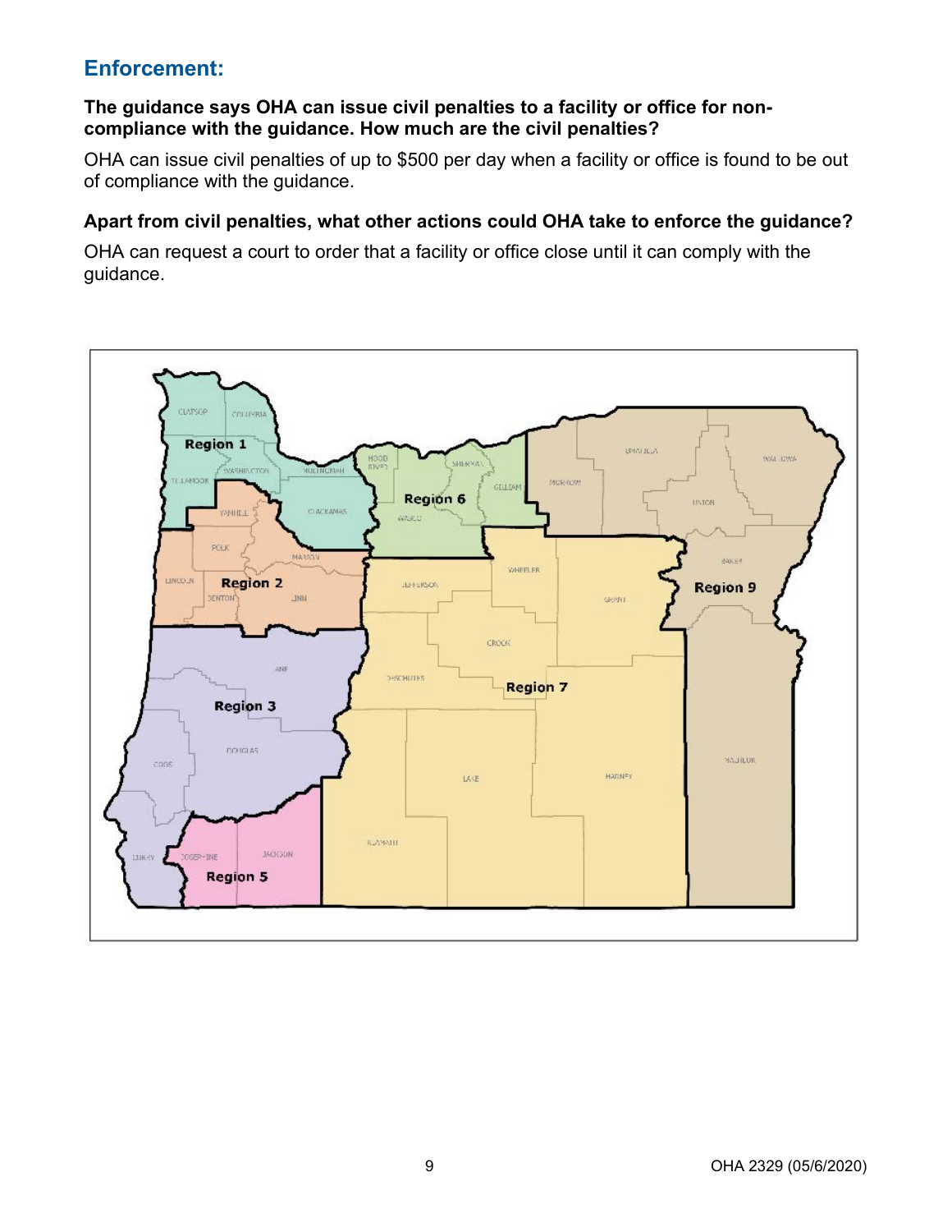## Enforcement:

**The guidance says OHA can issue civil penalties to a facility or office for non-compliance with the guidance. How much are the civil penalties?**

OHA can issue civil penalties of up to $500 per day when a facility or office is found to be out of compliance with the guidance.

**Apart from civil penalties, what other actions could OHA take to enforce the guidance?**

OHA can request a court to order that a facility or office close until it can comply with the guidance.

Region 1
CLATSOP
COLUMBIA
TILLAMOOK
WASHINGTON
MULTNOMAH
CLACKAMAS

Region 2
YAMHILL
POLK
MARION
LINCOLN
BENTON
LINN

Region 3
LANE
DOUGLAS
COOS
CURRY

Region 5
JOSEPHINE
JACKSON

Region 6
HOOD RIVER
SHERMAN
GILLIAM
WASCO

Region 7
WHEELER
JEFFERSON
GRANT
CROOK
DESCHUTES
LAKE
HARNEY
KLAMATH

Region 9
MORROW
UMATILLA
WALLOWA
UNION
BAKER
MALHEUR

OHA 2329 (05/6/2020)